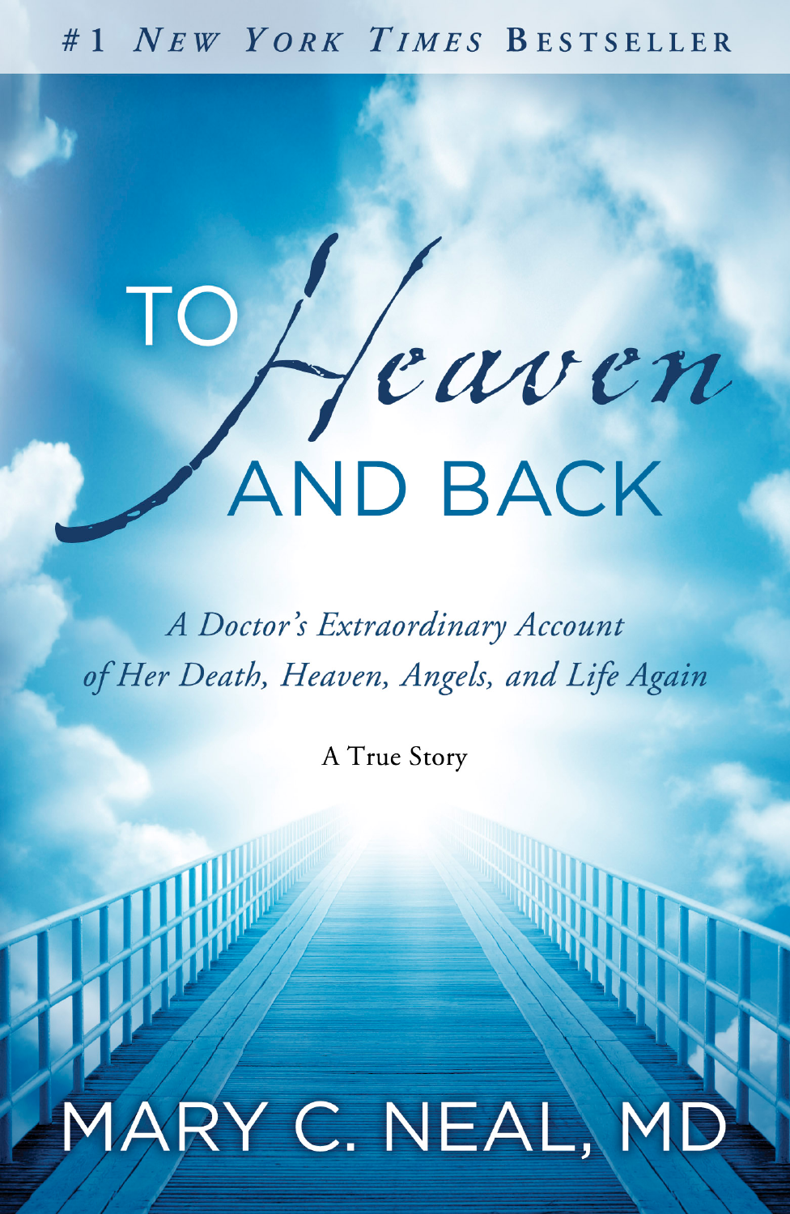#1 *New York Times* Bestseller

# To *Heaven* and Back

*A Doctor's Extraordinary Account of Her Death, Heaven, Angels, and Life Again*

A True Story

Mary C. Neal, MD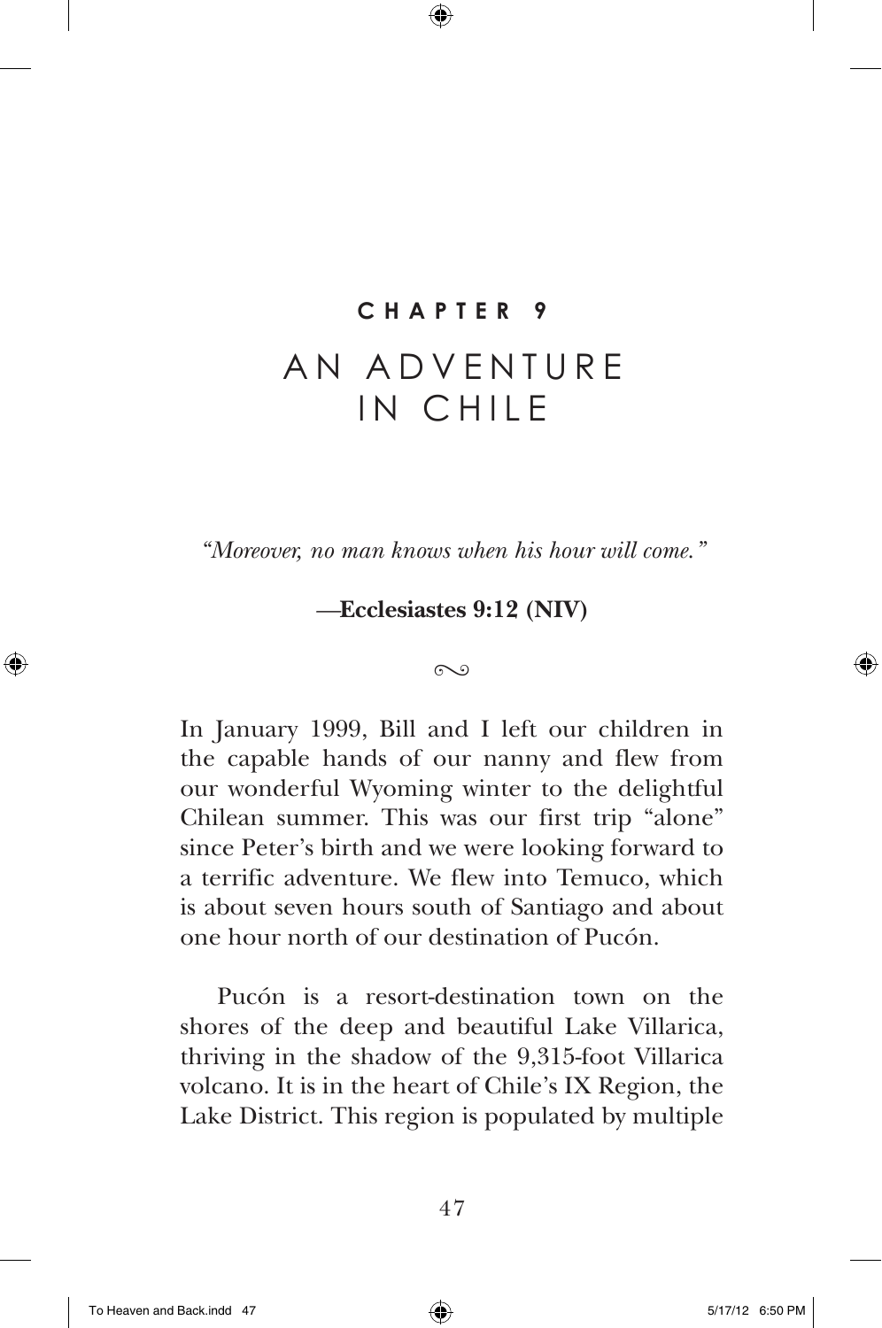# CHAPTER 9

# AN ADVENTURE IN CHILE

*"Moreover, no man knows when his hour will come."*

**—Ecclesiastes 9:12 (NIV)**

∾

In January 1999, Bill and I left our children in the capable hands of our nanny and flew from our wonderful Wyoming winter to the delightful Chilean summer. This was our first trip "alone" since Peter's birth and we were looking forward to a terrific adventure. We flew into Temuco, which is about seven hours south of Santiago and about one hour north of our destination of Pucón.

Pucón is a resort-destination town on the shores of the deep and beautiful Lake Villarica, thriving in the shadow of the 9,315-foot Villarica volcano. It is in the heart of Chile's IX Region, the Lake District. This region is populated by multiple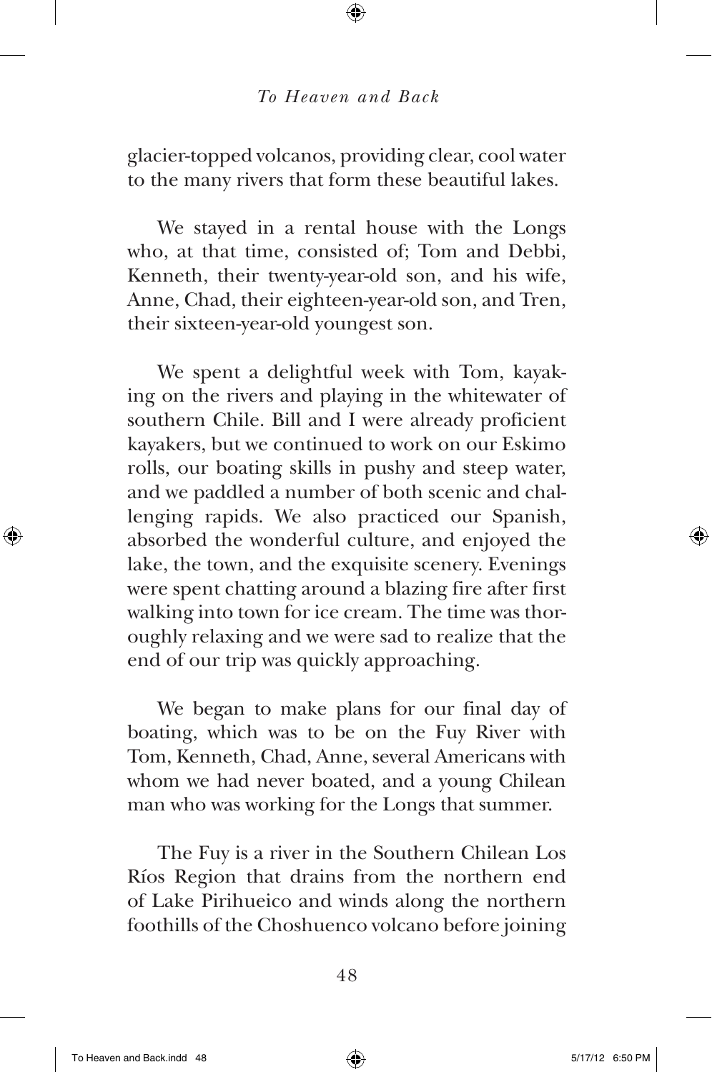glacier-topped volcanos, providing clear, cool water to the many rivers that form these beautiful lakes.

We stayed in a rental house with the Longs who, at that time, consisted of; Tom and Debbi, Kenneth, their twenty-year-old son, and his wife, Anne, Chad, their eighteen-year-old son, and Tren, their sixteen-year-old youngest son.

We spent a delightful week with Tom, kayaking on the rivers and playing in the whitewater of southern Chile. Bill and I were already proficient kayakers, but we continued to work on our Eskimo rolls, our boating skills in pushy and steep water, and we paddled a number of both scenic and challenging rapids. We also practiced our Spanish, absorbed the wonderful culture, and enjoyed the lake, the town, and the exquisite scenery. Evenings were spent chatting around a blazing fire after first walking into town for ice cream. The time was thoroughly relaxing and we were sad to realize that the end of our trip was quickly approaching.

We began to make plans for our final day of boating, which was to be on the Fuy River with Tom, Kenneth, Chad, Anne, several Americans with whom we had never boated, and a young Chilean man who was working for the Longs that summer.

The Fuy is a river in the Southern Chilean Los Ríos Region that drains from the northern end of Lake Pirihueico and winds along the northern foothills of the Choshuenco volcano before joining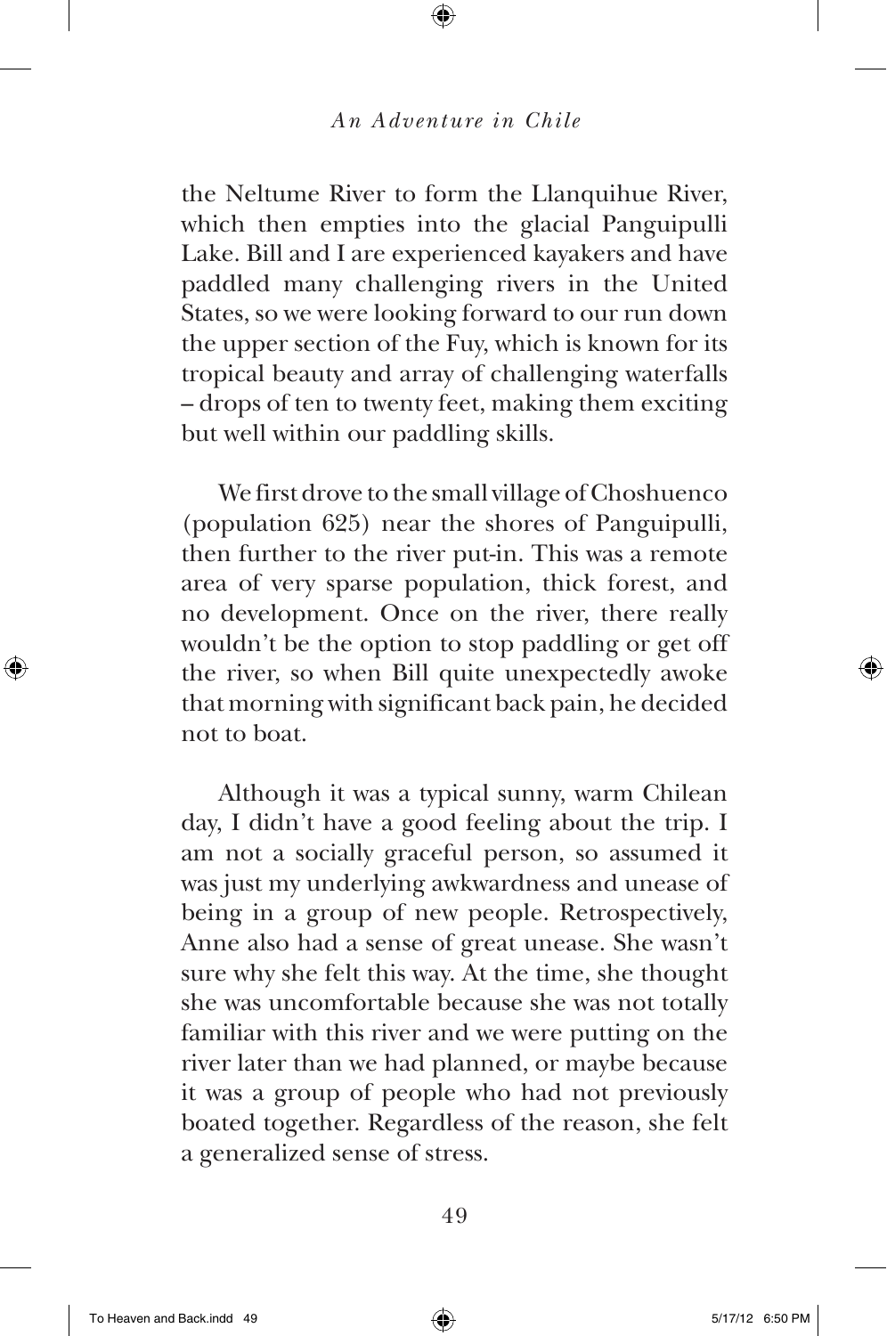the Neltume River to form the Llanquihue River, which then empties into the glacial Panguipulli Lake. Bill and I are experienced kayakers and have paddled many challenging rivers in the United States, so we were looking forward to our run down the upper section of the Fuy, which is known for its tropical beauty and array of challenging waterfalls – drops of ten to twenty feet, making them exciting but well within our paddling skills.

We first drove to the small village of Choshuenco (population 625) near the shores of Panguipulli, then further to the river put-in. This was a remote area of very sparse population, thick forest, and no development. Once on the river, there really wouldn't be the option to stop paddling or get off the river, so when Bill quite unexpectedly awoke that morning with significant back pain, he decided not to boat.

Although it was a typical sunny, warm Chilean day, I didn't have a good feeling about the trip. I am not a socially graceful person, so assumed it was just my underlying awkwardness and unease of being in a group of new people. Retrospectively, Anne also had a sense of great unease. She wasn't sure why she felt this way. At the time, she thought she was uncomfortable because she was not totally familiar with this river and we were putting on the river later than we had planned, or maybe because it was a group of people who had not previously boated together. Regardless of the reason, she felt a generalized sense of stress.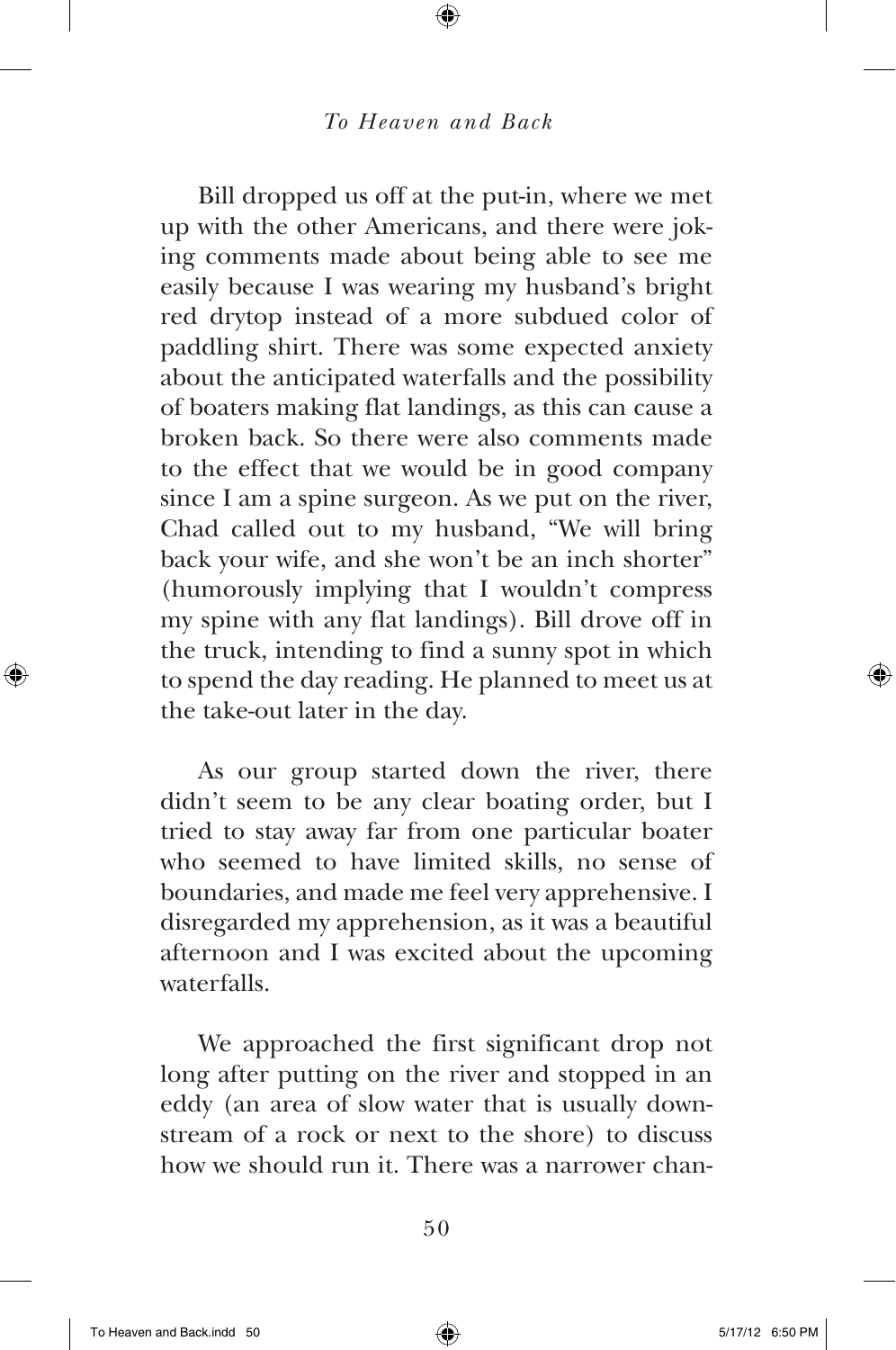Bill dropped us off at the put-in, where we met up with the other Americans, and there were joking comments made about being able to see me easily because I was wearing my husband's bright red drytop instead of a more subdued color of paddling shirt. There was some expected anxiety about the anticipated waterfalls and the possibility of boaters making flat landings, as this can cause a broken back. So there were also comments made to the effect that we would be in good company since I am a spine surgeon. As we put on the river, Chad called out to my husband, "We will bring back your wife, and she won't be an inch shorter" (humorously implying that I wouldn't compress my spine with any flat landings). Bill drove off in the truck, intending to find a sunny spot in which to spend the day reading. He planned to meet us at the take-out later in the day.

As our group started down the river, there didn't seem to be any clear boating order, but I tried to stay away far from one particular boater who seemed to have limited skills, no sense of boundaries, and made me feel very apprehensive. I disregarded my apprehension, as it was a beautiful afternoon and I was excited about the upcoming waterfalls.

We approached the first significant drop not long after putting on the river and stopped in an eddy (an area of slow water that is usually downstream of a rock or next to the shore) to discuss how we should run it. There was a narrower chan-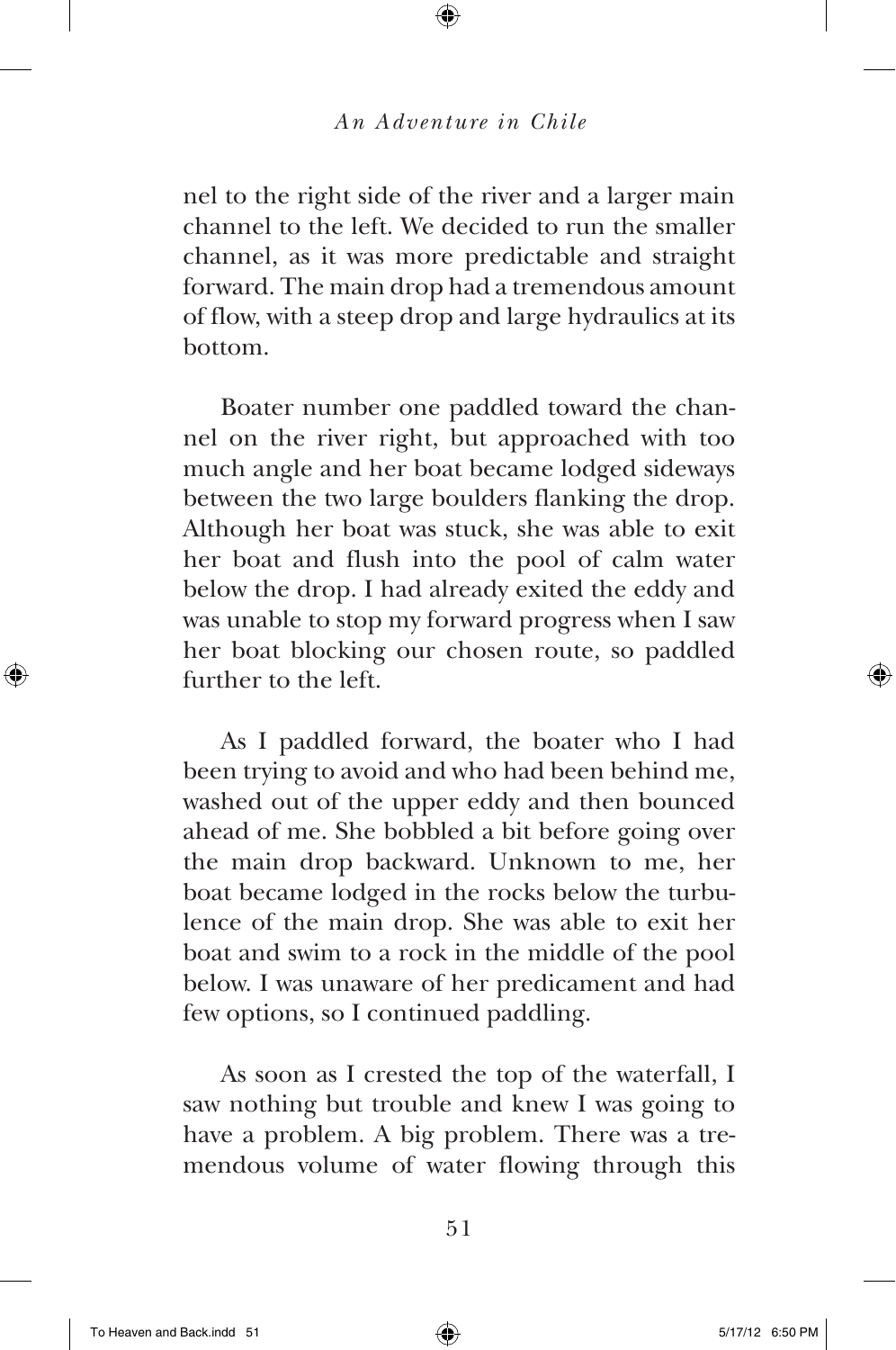nel to the right side of the river and a larger main channel to the left. We decided to run the smaller channel, as it was more predictable and straight forward. The main drop had a tremendous amount of flow, with a steep drop and large hydraulics at its bottom.

Boater number one paddled toward the channel on the river right, but approached with too much angle and her boat became lodged sideways between the two large boulders flanking the drop. Although her boat was stuck, she was able to exit her boat and flush into the pool of calm water below the drop. I had already exited the eddy and was unable to stop my forward progress when I saw her boat blocking our chosen route, so paddled further to the left.

As I paddled forward, the boater who I had been trying to avoid and who had been behind me, washed out of the upper eddy and then bounced ahead of me. She bobbled a bit before going over the main drop backward. Unknown to me, her boat became lodged in the rocks below the turbulence of the main drop. She was able to exit her boat and swim to a rock in the middle of the pool below. I was unaware of her predicament and had few options, so I continued paddling.

As soon as I crested the top of the waterfall, I saw nothing but trouble and knew I was going to have a problem. A big problem. There was a tremendous volume of water flowing through this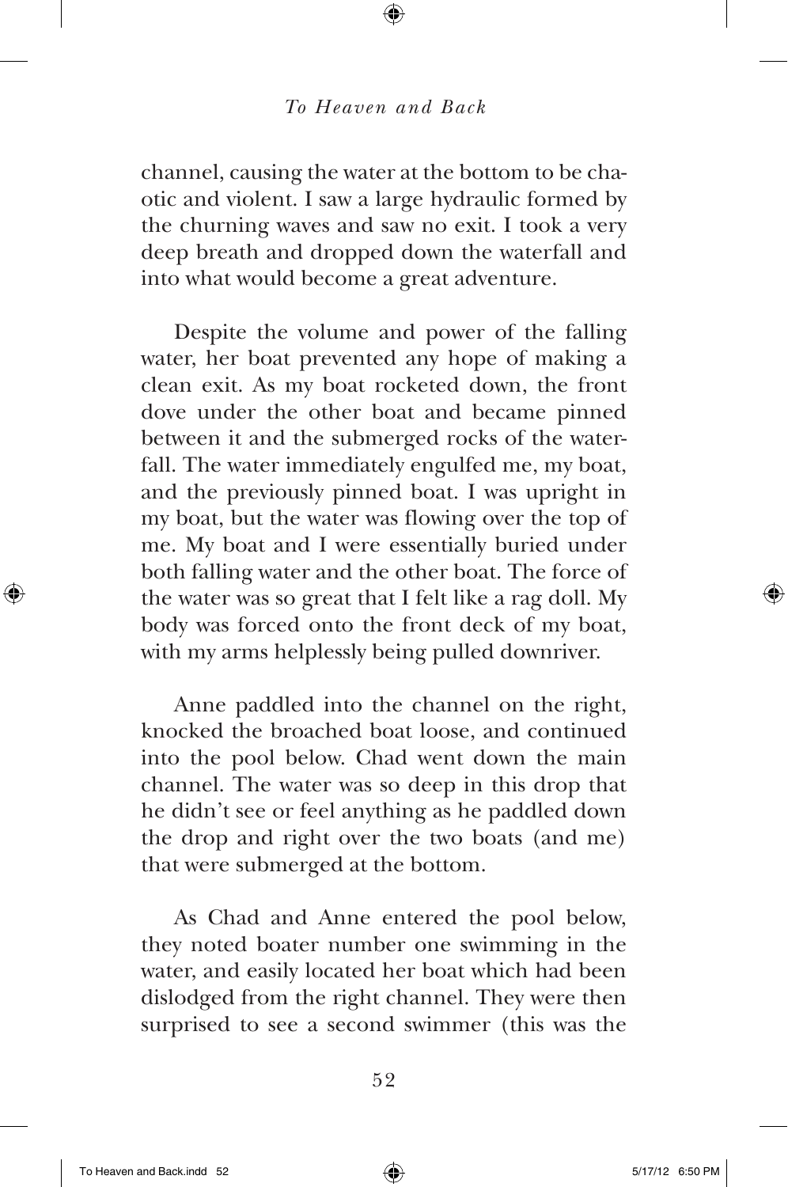channel, causing the water at the bottom to be chaotic and violent. I saw a large hydraulic formed by the churning waves and saw no exit. I took a very deep breath and dropped down the waterfall and into what would become a great adventure.

Despite the volume and power of the falling water, her boat prevented any hope of making a clean exit. As my boat rocketed down, the front dove under the other boat and became pinned between it and the submerged rocks of the waterfall. The water immediately engulfed me, my boat, and the previously pinned boat. I was upright in my boat, but the water was flowing over the top of me. My boat and I were essentially buried under both falling water and the other boat. The force of the water was so great that I felt like a rag doll. My body was forced onto the front deck of my boat, with my arms helplessly being pulled downriver.

Anne paddled into the channel on the right, knocked the broached boat loose, and continued into the pool below. Chad went down the main channel. The water was so deep in this drop that he didn't see or feel anything as he paddled down the drop and right over the two boats (and me) that were submerged at the bottom.

As Chad and Anne entered the pool below, they noted boater number one swimming in the water, and easily located her boat which had been dislodged from the right channel. They were then surprised to see a second swimmer (this was the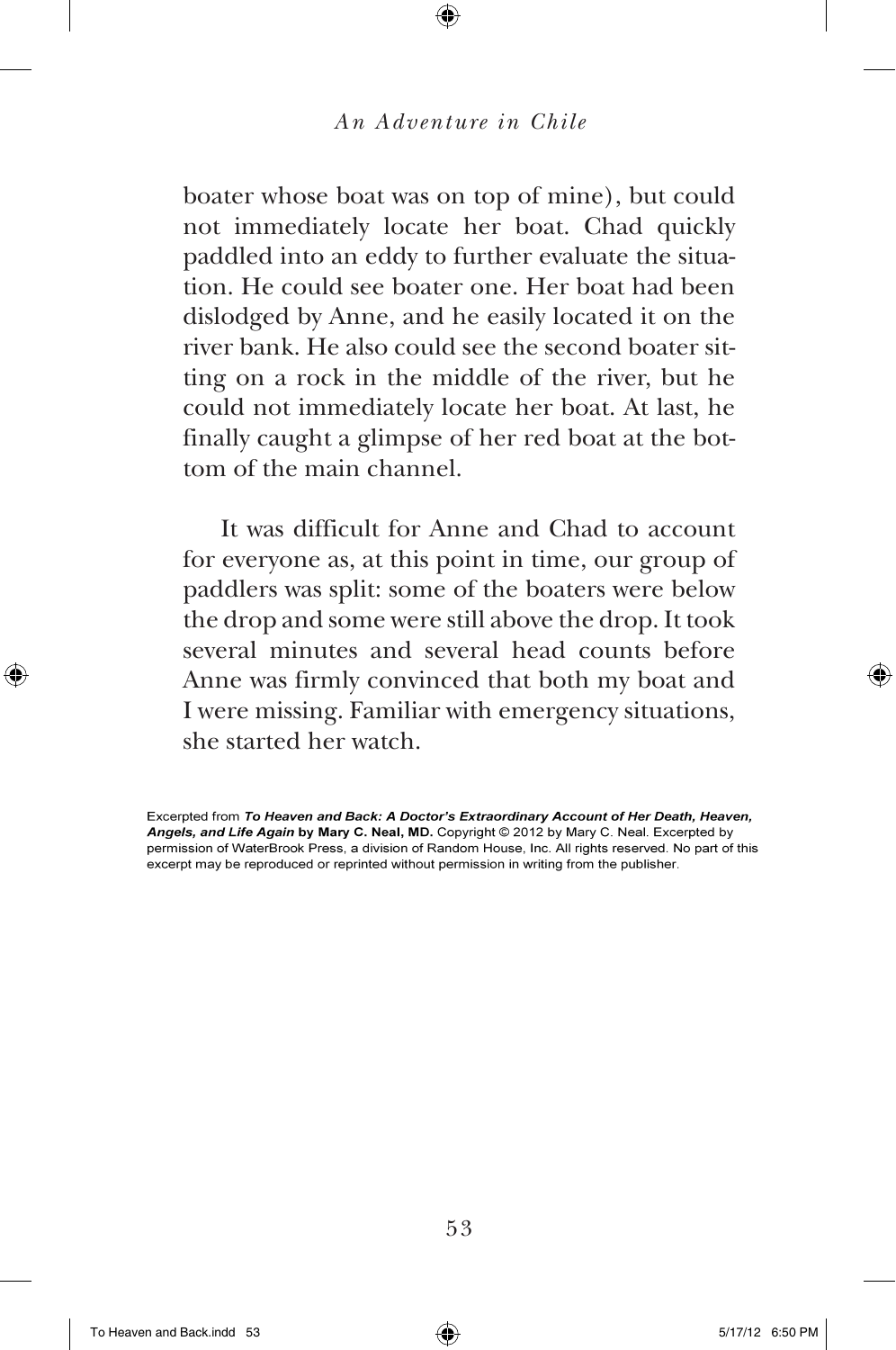boater whose boat was on top of mine), but could not immediately locate her boat. Chad quickly paddled into an eddy to further evaluate the situation. He could see boater one. Her boat had been dislodged by Anne, and he easily located it on the river bank. He also could see the second boater sitting on a rock in the middle of the river, but he could not immediately locate her boat. At last, he finally caught a glimpse of her red boat at the bottom of the main channel.

It was difficult for Anne and Chad to account for everyone as, at this point in time, our group of paddlers was split: some of the boaters were below the drop and some were still above the drop. It took several minutes and several head counts before Anne was firmly convinced that both my boat and I were missing. Familiar with emergency situations, she started her watch.

Excerpted from ***To Heaven and Back: A Doctor's Extraordinary Account of Her Death, Heaven, Angels, and Life Again*** **by Mary C. Neal, MD.** Copyright © 2012 by Mary C. Neal. Excerpted by permission of WaterBrook Press, a division of Random House, Inc. All rights reserved. No part of this excerpt may be reproduced or reprinted without permission in writing from the publisher.